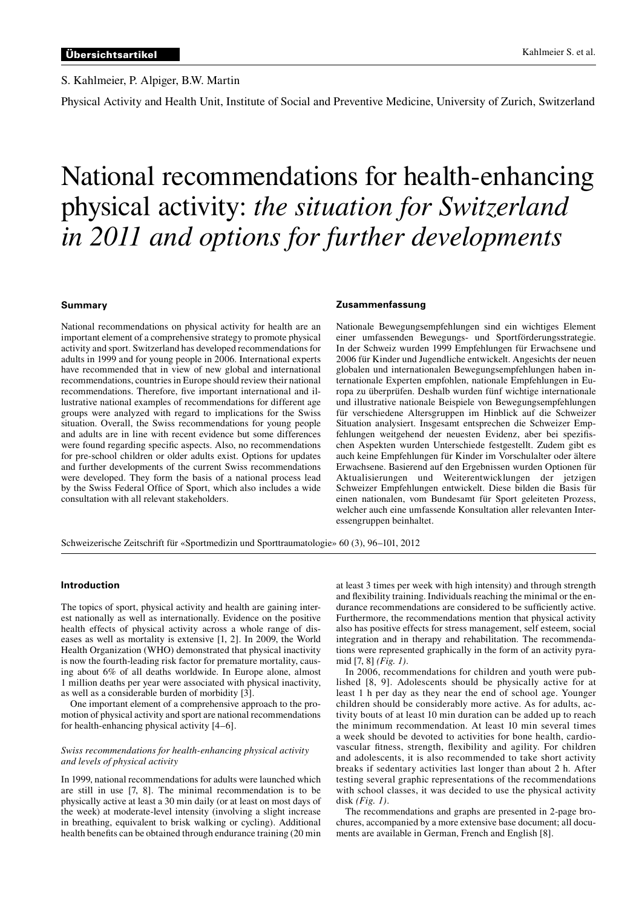Übersichtsartikel

S. Kahlmeier, P. Alpiger, B.W. Martin

Physical Activity and Health Unit, Institute of Social and Preventive Medicine, University of Zurich, Switzerland

# National recommendations for health-enhancing physical activity: *the situation for Switzerland in 2011 and options for further developments*

## Summary

National recommendations on physical activity for health are an important element of a comprehensive strategy to promote physical activity and sport. Switzerland has developed recommendations for adults in 1999 and for young people in 2006. International experts have recommended that in view of new global and international recommendations, countries in Europe should review their national recommendations. Therefore, five important international and illustrative national examples of recommendations for different age groups were analyzed with regard to implications for the Swiss situation. Overall, the Swiss recommendations for young people and adults are in line with recent evidence but some differences were found regarding specific aspects. Also, no recommendations for pre-school children or older adults exist. Options for updates and further developments of the current Swiss recommendations were developed. They form the basis of a national process lead by the Swiss Federal Office of Sport, which also includes a wide consultation with all relevant stakeholders.

## Zusammenfassung

Nationale Bewegungsempfehlungen sind ein wichtiges Element einer umfassenden Bewegungs- und Sportförderungsstrategie. In der Schweiz wurden 1999 Empfehlungen für Erwachsene und 2006 für Kinder und Jugendliche entwickelt. Angesichts der neuen globalen und internationalen Bewegungsempfehlungen haben internationale Experten empfohlen, nationale Empfehlungen in Europa zu überprüfen. Deshalb wurden fünf wichtige internationale und illustrative nationale Beispiele von Bewegungsempfehlungen für verschiedene Altersgruppen im Hinblick auf die Schweizer Situation analysiert. Insgesamt entsprechen die Schweizer Empfehlungen weitgehend der neuesten Evidenz, aber bei spezifischen Aspekten wurden Unterschiede festgestellt. Zudem gibt es auch keine Empfehlungen für Kinder im Vorschulalter oder ältere Erwachsene. Basierend auf den Ergebnissen wurden Optionen für Aktualisierungen und Weiterentwicklungen der jetzigen Schweizer Empfehlungen entwickelt. Diese bilden die Basis für einen nationalen, vom Bundesamt für Sport geleiteten Prozess, welcher auch eine umfassende Konsultation aller relevanten Interessengruppen beinhaltet.

Schweizerische Zeitschrift für «Sportmedizin und Sporttraumatologie» 60 (3), 96–101, 2012

## Introduction

The topics of sport, physical activity and health are gaining interest nationally as well as internationally. Evidence on the positive health effects of physical activity across a whole range of diseases as well as mortality is extensive [1, 2]. In 2009, the World Health Organization (WHO) demonstrated that physical inactivity is now the fourth-leading risk factor for premature mortality, causing about 6% of all deaths worldwide. In Europe alone, almost 1 million deaths per year were associated with physical inactivity, as well as a considerable burden of morbidity [3].

One important element of a comprehensive approach to the promotion of physical activity and sport are national recommendations for health-enhancing physical activity [4–6].

### *Swiss recommendations for health-enhancing physical activity and levels of physical activity*

In 1999, national recommendations for adults were launched which are still in use [7, 8]. The minimal recommendation is to be physically active at least a 30 min daily (or at least on most days of the week) at moderate-level intensity (involving a slight increase in breathing, equivalent to brisk walking or cycling). Additional health benefits can be obtained through endurance training (20 min at least 3 times per week with high intensity) and through strength and flexibility training. Individuals reaching the minimal or the endurance recommendations are considered to be sufficiently active. Furthermore, the recommendations mention that physical activity also has positive effects for stress management, self esteem, social integration and in therapy and rehabilitation. The recommendations were represented graphically in the form of an activity pyramid [7, 8] *(Fig. 1)*.

In 2006, recommendations for children and youth were published [8, 9]. Adolescents should be physically active for at least 1 h per day as they near the end of school age. Younger children should be considerably more active. As for adults, activity bouts of at least 10 min duration can be added up to reach the minimum recommendation. At least 10 min several times a week should be devoted to activities for bone health, cardiovascular fitness, strength, flexibility and agility. For children and adolescents, it is also recommended to take short activity breaks if sedentary activities last longer than about 2 h. After testing several graphic representations of the recommendations with school classes, it was decided to use the physical activity disk *(Fig. 1)*.

The recommendations and graphs are presented in 2-page brochures, accompanied by a more extensive base document; all documents are available in German, French and English [8].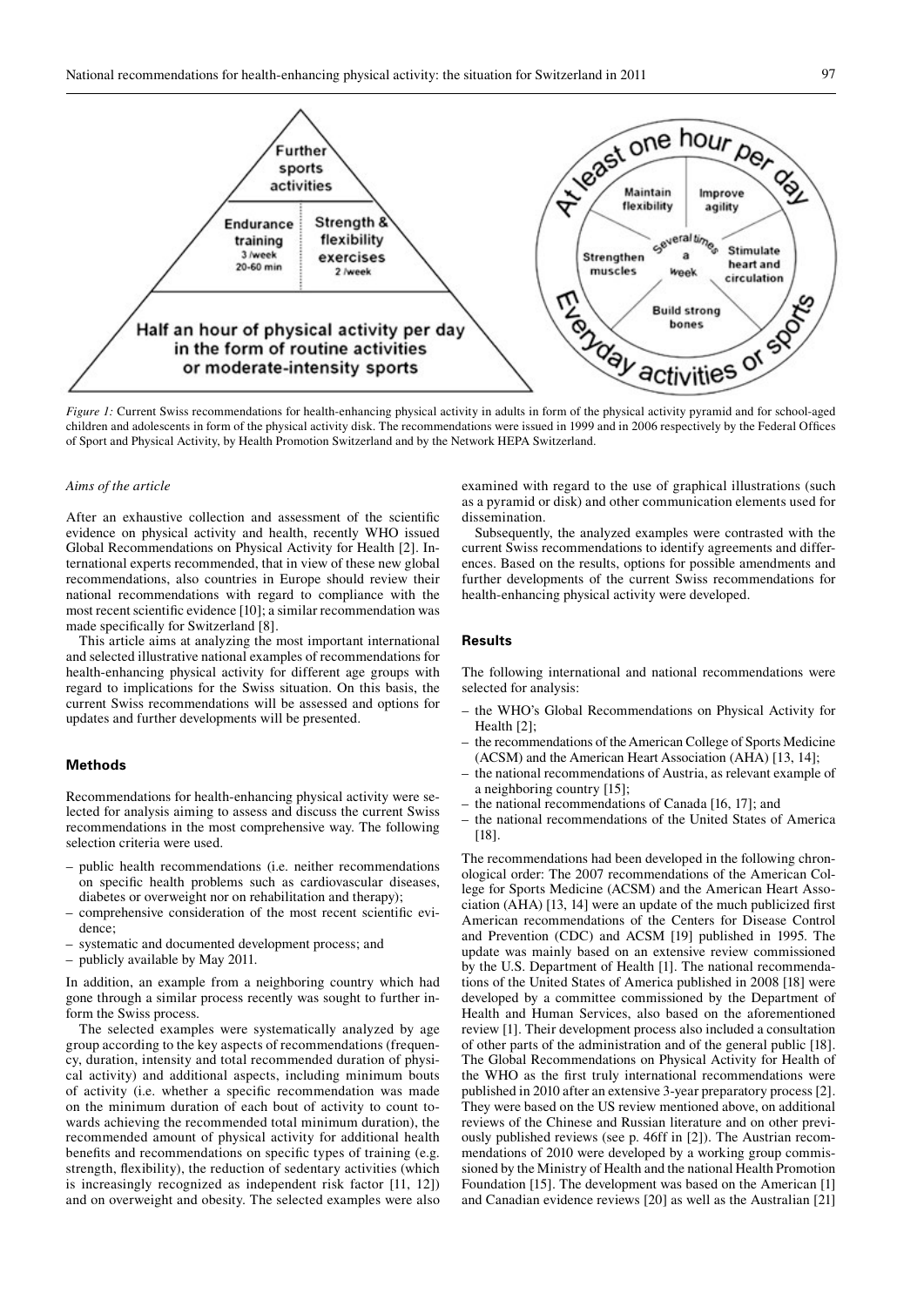Further sports activities

Endurance training 3 /week 20-60 min

Strength & flexibility exercises 2 /week

Half an hour of physical activity per day in the form of routine activities or moderate-intensity sports

At least one hour per day

Maintain flexibility

Improve agility

Several times a week

Strengthen muscles

Stimulate heart and circulation

Build strong bones

Everyday activities or sports

*Figure 1:* Current Swiss recommendations for health-enhancing physical activity in adults in form of the physical activity pyramid and for school-aged children and adolescents in form of the physical activity disk. The recommendations were issued in 1999 and in 2006 respectively by the Federal Offices of Sport and Physical Activity, by Health Promotion Switzerland and by the Network HEPA Switzerland.

### *Aims of the article*

After an exhaustive collection and assessment of the scientific evidence on physical activity and health, recently WHO issued Global Recommendations on Physical Activity for Health [2]. International experts recommended, that in view of these new global recommendations, also countries in Europe should review their national recommendations with regard to compliance with the most recent scientific evidence [10]; a similar recommendation was made specifically for Switzerland [8].

This article aims at analyzing the most important international and selected illustrative national examples of recommendations for health-enhancing physical activity for different age groups with regard to implications for the Swiss situation. On this basis, the current Swiss recommendations will be assessed and options for updates and further developments will be presented.

## Methods

Recommendations for health-enhancing physical activity were selected for analysis aiming to assess and discuss the current Swiss recommendations in the most comprehensive way. The following selection criteria were used.

- public health recommendations (i.e. neither recommendations on specific health problems such as cardiovascular diseases, diabetes or overweight nor on rehabilitation and therapy);
- comprehensive consideration of the most recent scientific evidence;
- systematic and documented development process; and
- publicly available by May 2011.

In addition, an example from a neighboring country which had gone through a similar process recently was sought to further inform the Swiss process.

The selected examples were systematically analyzed by age group according to the key aspects of recommendations (frequency, duration, intensity and total recommended duration of physical activity) and additional aspects, including minimum bouts of activity (i.e. whether a specific recommendation was made on the minimum duration of each bout of activity to count towards achieving the recommended total minimum duration), the recommended amount of physical activity for additional health benefits and recommendations on specific types of training (e.g. strength, flexibility), the reduction of sedentary activities (which is increasingly recognized as independent risk factor [11, 12]) and on overweight and obesity. The selected examples were also examined with regard to the use of graphical illustrations (such as a pyramid or disk) and other communication elements used for dissemination.

Subsequently, the analyzed examples were contrasted with the current Swiss recommendations to identify agreements and differences. Based on the results, options for possible amendments and further developments of the current Swiss recommendations for health-enhancing physical activity were developed.

## Results

The following international and national recommendations were selected for analysis:

- the WHO's Global Recommendations on Physical Activity for Health [2];
- the recommendations of the American College of Sports Medicine (ACSM) and the American Heart Association (AHA) [13, 14];
- the national recommendations of Austria, as relevant example of a neighboring country [15];
- the national recommendations of Canada [16, 17]; and
- the national recommendations of the United States of America [18].

The recommendations had been developed in the following chronological order: The 2007 recommendations of the American College for Sports Medicine (ACSM) and the American Heart Association (AHA) [13, 14] were an update of the much publicized first American recommendations of the Centers for Disease Control and Prevention (CDC) and ACSM [19] published in 1995. The update was mainly based on an extensive review commissioned by the U.S. Department of Health [1]. The national recommendations of the United States of America published in 2008 [18] were developed by a committee commissioned by the Department of Health and Human Services, also based on the aforementioned review [1]. Their development process also included a consultation of other parts of the administration and of the general public [18]. The Global Recommendations on Physical Activity for Health of the WHO as the first truly international recommendations were published in 2010 after an extensive 3-year preparatory process [2]. They were based on the US review mentioned above, on additional reviews of the Chinese and Russian literature and on other previously published reviews (see p. 46ff in [2]). The Austrian recommendations of 2010 were developed by a working group commissioned by the Ministry of Health and the national Health Promotion Foundation [15]. The development was based on the American [1] and Canadian evidence reviews [20] as well as the Australian [21]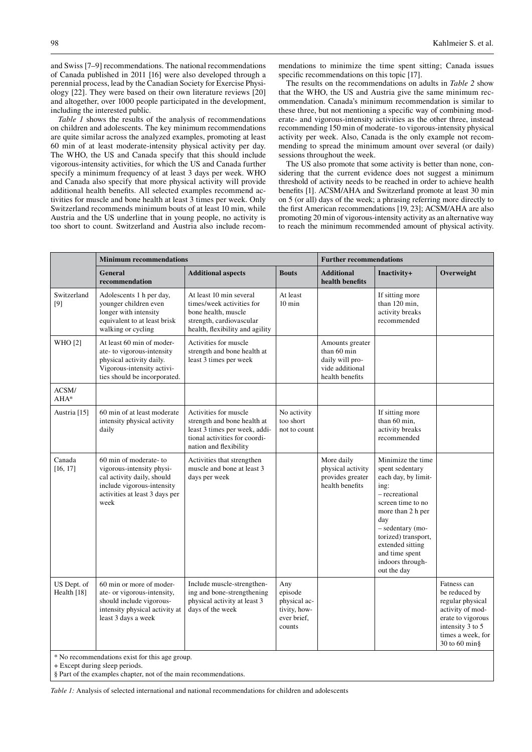and Swiss [7–9] recommendations. The national recommendations of Canada published in 2011 [16] were also developed through a perennial process, lead by the Canadian Society for Exercise Physiology [22]. They were based on their own literature reviews [20] and altogether, over 1000 people participated in the development, including the interested public.

*Table 1* shows the results of the analysis of recommendations on children and adolescents. The key minimum recommendations are quite similar across the analyzed examples, promoting at least 60 min of at least moderate-intensity physical activity per day. The WHO, the US and Canada specify that this should include vigorous-intensity activities, for which the US and Canada further specify a minimum frequency of at least 3 days per week. WHO and Canada also specify that more physical activity will provide additional health benefits. All selected examples recommend activities for muscle and bone health at least 3 times per week. Only Switzerland recommends minimum bouts of at least 10 min, while Austria and the US underline that in young people, no activity is too short to count. Switzerland and Austria also include recommendations to minimize the time spent sitting; Canada issues specific recommendations on this topic [17].

The results on the recommendations on adults in *Table 2* show that the WHO, the US and Austria give the same minimum recommendation. Canada's minimum recommendation is similar to these three, but not mentioning a specific way of combining moderate- and vigorous-intensity activities as the other three, instead recommending 150 min of moderate- to vigorous-intensity physical activity per week. Also, Canada is the only example not recommending to spread the minimum amount over several (or daily) sessions throughout the week.

The US also promote that some activity is better than none, considering that the current evidence does not suggest a minimum threshold of activity needs to be reached in order to achieve health benefits [1]. ACSM/AHA and Switzerland promote at least 30 min on 5 (or all) days of the week; a phrasing referring more directly to the first American recommendations [19, 23]; ACSM/AHA are also promoting 20 min of vigorous-intensity activity as an alternative way to reach the minimum recommended amount of physical activity.

| | Minimum recommendations | | | Further recommendations | | |
|---|---|---|---|---|---|---|
| | **General recommendation** | **Additional aspects** | **Bouts** | **Additional health benefits** | **Inactivity+** | **Overweight** |
| Switzerland [9] | Adolescents 1 h per day, younger children even longer with intensity equivalent to at least brisk walking or cycling | At least 10 min several times/week activities for bone health, muscle strength, cardiovascular health, flexibility and agility | At least 10 min | | If sitting more than 120 min, activity breaks recommended | |
| WHO [2] | At least 60 min of moderate- to vigorous-intensity physical activity daily. Vigorous-intensity activities should be incorporated. | Activities for muscle strength and bone health at least 3 times per week | | Amounts greater than 60 min daily will provide additional health benefits | | |
| ACSM/ AHA* | | | | | | |
| Austria [15] | 60 min of at least moderate intensity physical activity daily | Activities for muscle strength and bone health at least 3 times per week, additional activities for coordination and flexibility | No activity too short not to count | | If sitting more than 60 min, activity breaks recommended | |
| Canada [16, 17] | 60 min of moderate- to vigorous-intensity physical activity daily, should include vigorous-intensity activities at least 3 days per week | Activities that strengthen muscle and bone at least 3 days per week | | More daily physical activity provides greater health benefits | Minimize the time spent sedentary each day, by limiting: – recreational screen time to no more than 2 h per day – sedentary (motorized) transport, extended sitting and time spent indoors throughout the day | |
| US Dept. of Health [18] | 60 min or more of moderate- or vigorous-intensity, should include vigorous-intensity physical activity at least 3 days a week | Include muscle-strengthening and bone-strengthening physical activity at least 3 days of the week | Any episode physical activity, however brief, counts | | | Fatness can be reduced by regular physical activity of moderate to vigorous intensity 3 to 5 times a week, for 30 to 60 min§ |

\* No recommendations exist for this age group.
\+ Except during sleep periods.
§ Part of the examples chapter, not of the main recommendations.

*Table 1:* Analysis of selected international and national recommendations for children and adolescents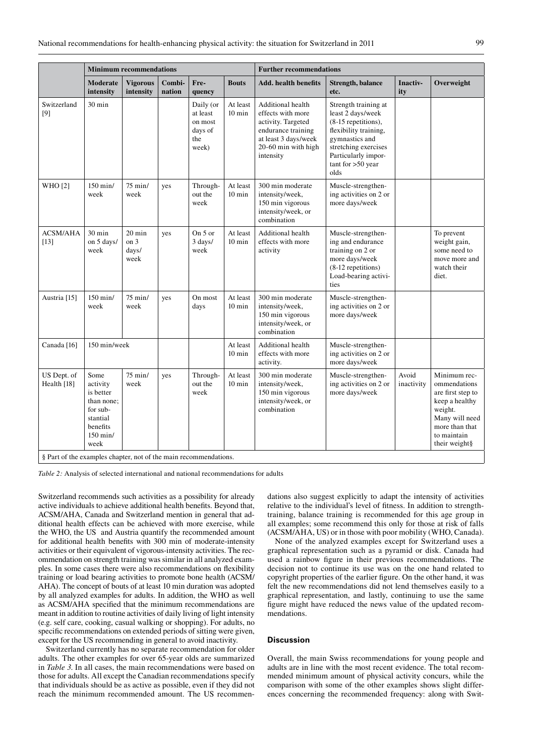| | Minimum recommendations | | | | | Further recommendations | | | |
|---|---|---|---|---|---|---|---|---|---|
| | **Moderate intensity** | **Vigorous intensity** | **Combi-nation** | **Fre-quency** | **Bouts** | **Add. health benefits** | **Strength, balance etc.** | **Inactiv-ity** | **Overweight** |
| Switzerland [9] | 30 min | | | Daily (or at least on most days of the week) | At least 10 min | Additional health effects with more activity. Targeted endurance training at least 3 days/week 20-60 min with high intensity | Strength training at least 2 days/week (8-15 repetitions), flexibility training, gymnastics and stretching exercises Particularly important for >50 year olds | | |
| WHO [2] | 150 min/week | 75 min/week | yes | Through-out the week | At least 10 min | 300 min moderate intensity/week, 150 min vigorous intensity/week, or combination | Muscle-strengthening activities on 2 or more days/week | | |
| ACSM/AHA [13] | 30 min on 5 days/week | 20 min on 3 days/week | yes | On 5 or 3 days/week | At least 10 min | Additional health effects with more activity | Muscle-strengthening and endurance training on 2 or more days/week (8-12 repetitions) Load-bearing activities | | To prevent weight gain, some need to move more and watch their diet. |
| Austria [15] | 150 min/week | 75 min/week | yes | On most days | At least 10 min | 300 min moderate intensity/week, 150 min vigorous intensity/week, or combination | Muscle-strengthening activities on 2 or more days/week | | |
| Canada [16] | 150 min/week | | | | At least 10 min | Additional health effects with more activity. | Muscle-strengthening activities on 2 or more days/week | | |
| US Dept. of Health [18] | Some activity is better than none; for substantial benefits 150 min/week | 75 min/week | yes | Through-out the week | At least 10 min | 300 min moderate intensity/week, 150 min vigorous intensity/week, or combination | Muscle-strengthening activities on 2 or more days/week | Avoid inactivity | Minimum recommendations are first step to keep a healthy weight. Many will need more than that to maintain their weight§ |

§ Part of the examples chapter, not of the main recommendations.

*Table 2:* Analysis of selected international and national recommendations for adults

Switzerland recommends such activities as a possibility for already active individuals to achieve additional health benefits. Beyond that, ACSM/AHA, Canada and Switzerland mention in general that additional health effects can be achieved with more exercise, while the WHO, the US and Austria quantify the recommended amount for additional health benefits with 300 min of moderate-intensity activities or their equivalent of vigorous-intensity activities. The recommendation on strength training was similar in all analyzed examples. In some cases there were also recommendations on flexibility training or load bearing activities to promote bone health (ACSM/AHA). The concept of bouts of at least 10 min duration was adopted by all analyzed examples for adults. In addition, the WHO as well as ACSM/AHA specified that the minimum recommendations are meant in addition to routine activities of daily living of light intensity (e.g. self care, cooking, casual walking or shopping). For adults, no specific recommendations on extended periods of sitting were given, except for the US recommending in general to avoid inactivity.

Switzerland currently has no separate recommendation for older adults. The other examples for over 65-year olds are summarized in *Table 3*. In all cases, the main recommendations were based on those for adults. All except the Canadian recommendations specify that individuals should be as active as possible, even if they did not reach the minimum recommended amount. The US recommendations also suggest explicitly to adapt the intensity of activities relative to the individual's level of fitness. In addition to strength-training, balance training is recommended for this age group in all examples; some recommend this only for those at risk of falls (ACSM/AHA, US) or in those with poor mobility (WHO, Canada).

None of the analyzed examples except for Switzerland uses a graphical representation such as a pyramid or disk. Canada had used a rainbow figure in their previous recommendations. The decision not to continue its use was on the one hand related to copyright properties of the earlier figure. On the other hand, it was felt the new recommendations did not lend themselves easily to a graphical representation, and lastly, continuing to use the same figure might have reduced the news value of the updated recommendations.

## Discussion

Overall, the main Swiss recommendations for young people and adults are in line with the most recent evidence. The total recommended minimum amount of physical activity concurs, while the comparison with some of the other examples shows slight differences concerning the recommended frequency: along with Swit-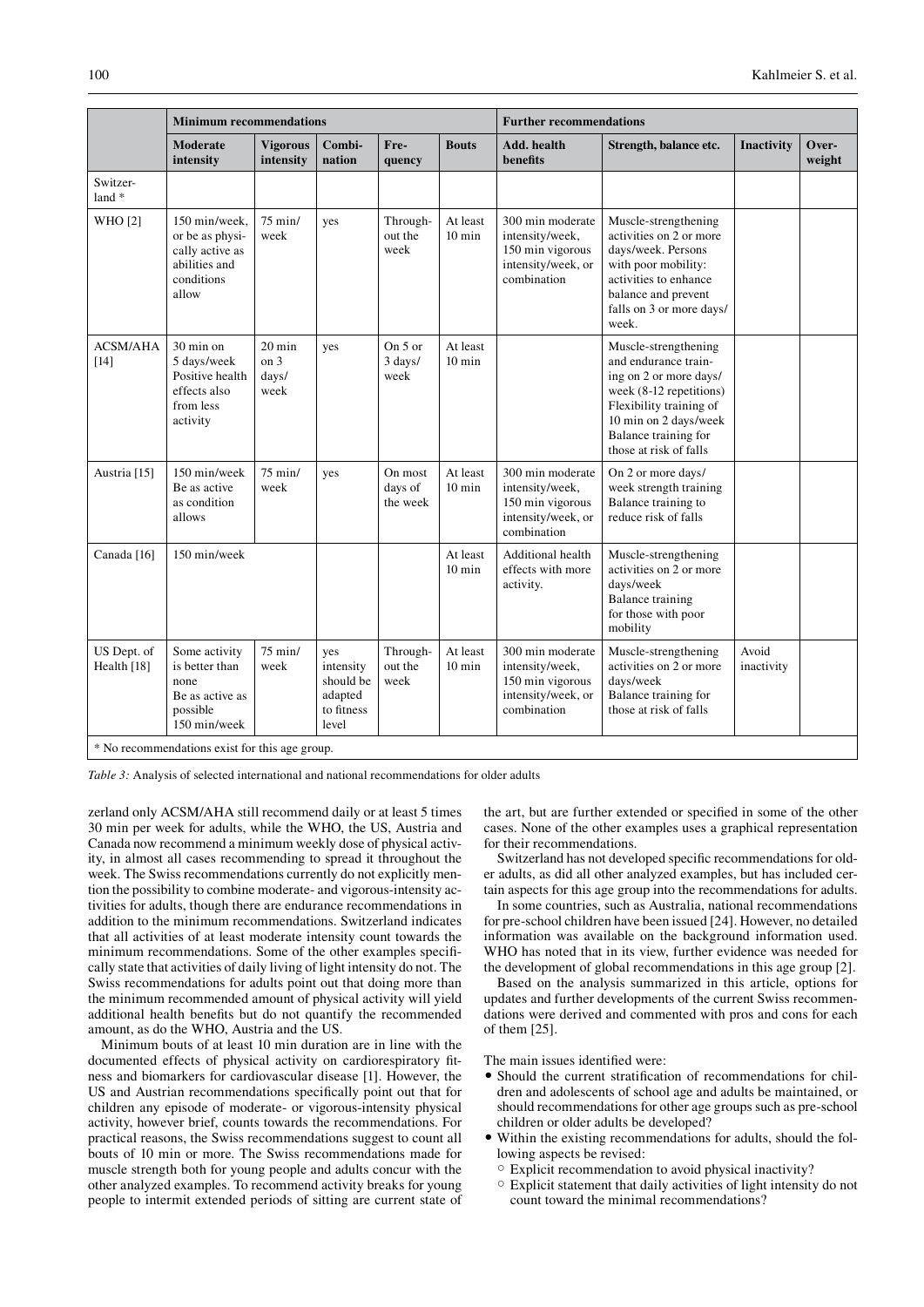| | Minimum recommendations | | | | | Further recommendations | | | |
|---|---|---|---|---|---|---|---|---|---|
| | **Moderate intensity** | **Vigorous intensity** | **Combi-nation** | **Fre-quency** | **Bouts** | **Add. health benefits** | **Strength, balance etc.** | **Inactivity** | **Over-weight** |
| Switzer-land * | | | | | | | | | |
| WHO [2] | 150 min/week, or be as physically active as abilities and conditions allow | 75 min/ week | yes | Through-out the week | At least 10 min | 300 min moderate intensity/week, 150 min vigorous intensity/week, or combination | Muscle-strengthening activities on 2 or more days/week. Persons with poor mobility: activities to enhance balance and prevent falls on 3 or more days/ week. | | |
| ACSM/AHA [14] | 30 min on 5 days/week Positive health effects also from less activity | 20 min on 3 days/ week | yes | On 5 or 3 days/ week | At least 10 min | | Muscle-strengthening and endurance training on 2 or more days/ week (8-12 repetitions) Flexibility training of 10 min on 2 days/week Balance training for those at risk of falls | | |
| Austria [15] | 150 min/week Be as active as condition allows | 75 min/ week | yes | On most days of the week | At least 10 min | 300 min moderate intensity/week, 150 min vigorous intensity/week, or combination | On 2 or more days/ week strength training Balance training to reduce risk of falls | | |
| Canada [16] | 150 min/week | | | | At least 10 min | Additional health effects with more activity. | Muscle-strengthening activities on 2 or more days/week Balance training for those with poor mobility | | |
| US Dept. of Health [18] | Some activity is better than none Be as active as possible 150 min/week | 75 min/ week | yes intensity should be adapted to fitness level | Through-out the week | At least 10 min | 300 min moderate intensity/week, 150 min vigorous intensity/week, or combination | Muscle-strengthening activities on 2 or more days/week Balance training for those at risk of falls | Avoid inactivity | |

* No recommendations exist for this age group.

*Table 3:* Analysis of selected international and national recommendations for older adults

zerland only ACSM/AHA still recommend daily or at least 5 times 30 min per week for adults, while the WHO, the US, Austria and Canada now recommend a minimum weekly dose of physical activity, in almost all cases recommending to spread it throughout the week. The Swiss recommendations currently do not explicitly mention the possibility to combine moderate- and vigorous-intensity activities for adults, though there are endurance recommendations in addition to the minimum recommendations. Switzerland indicates that all activities of at least moderate intensity count towards the minimum recommendations. Some of the other examples specifically state that activities of daily living of light intensity do not. The Swiss recommendations for adults point out that doing more than the minimum recommended amount of physical activity will yield additional health benefits but do not quantify the recommended amount, as do the WHO, Austria and the US.

Minimum bouts of at least 10 min duration are in line with the documented effects of physical activity on cardiorespiratory fitness and biomarkers for cardiovascular disease [1]. However, the US and Austrian recommendations specifically point out that for children any episode of moderate- or vigorous-intensity physical activity, however brief, counts towards the recommendations. For practical reasons, the Swiss recommendations suggest to count all bouts of 10 min or more. The Swiss recommendations made for muscle strength both for young people and adults concur with the other analyzed examples. To recommend activity breaks for young people to intermit extended periods of sitting are current state of the art, but are further extended or specified in some of the other cases. None of the other examples uses a graphical representation for their recommendations.

Switzerland has not developed specific recommendations for older adults, as did all other analyzed examples, but has included certain aspects for this age group into the recommendations for adults.

In some countries, such as Australia, national recommendations for pre-school children have been issued [24]. However, no detailed information was available on the background information used. WHO has noted that in its view, further evidence was needed for the development of global recommendations in this age group [2].

Based on the analysis summarized in this article, options for updates and further developments of the current Swiss recommendations were derived and commented with pros and cons for each of them [25].

The main issues identified were:

- Should the current stratification of recommendations for children and adolescents of school age and adults be maintained, or should recommendations for other age groups such as pre-school children or older adults be developed?
- Within the existing recommendations for adults, should the following aspects be revised:
  - Explicit recommendation to avoid physical inactivity?
  - Explicit statement that daily activities of light intensity do not count toward the minimal recommendations?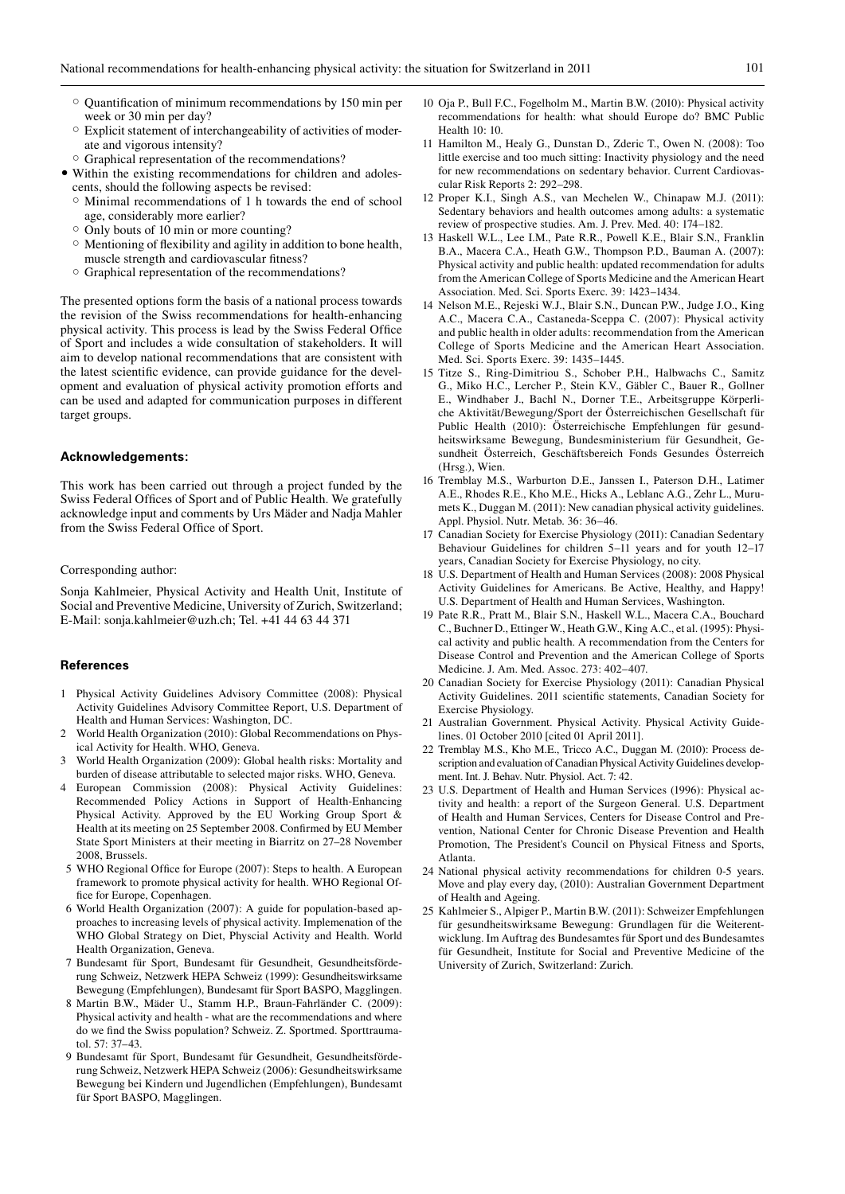- Quantification of minimum recommendations by 150 min per week or 30 min per day?
  - Explicit statement of interchangeability of activities of moderate and vigorous intensity?
  - Graphical representation of the recommendations?
- Within the existing recommendations for children and adolescents, should the following aspects be revised:
  - Minimal recommendations of 1 h towards the end of school age, considerably more earlier?
  - Only bouts of 10 min or more counting?
  - Mentioning of flexibility and agility in addition to bone health, muscle strength and cardiovascular fitness?
  - Graphical representation of the recommendations?

The presented options form the basis of a national process towards the revision of the Swiss recommendations for health-enhancing physical activity. This process is lead by the Swiss Federal Office of Sport and includes a wide consultation of stakeholders. It will aim to develop national recommendations that are consistent with the latest scientific evidence, can provide guidance for the development and evaluation of physical activity promotion efforts and can be used and adapted for communication purposes in different target groups.

### Acknowledgements:

This work has been carried out through a project funded by the Swiss Federal Offices of Sport and of Public Health. We gratefully acknowledge input and comments by Urs Mäder and Nadja Mahler from the Swiss Federal Office of Sport.

Corresponding author:

Sonja Kahlmeier, Physical Activity and Health Unit, Institute of Social and Preventive Medicine, University of Zurich, Switzerland; E-Mail: sonja.kahlmeier@uzh.ch; Tel. +41 44 63 44 371

### References

1 Physical Activity Guidelines Advisory Committee (2008): Physical Activity Guidelines Advisory Committee Report, U.S. Department of Health and Human Services: Washington, DC.

2 World Health Organization (2010): Global Recommendations on Physical Activity for Health. WHO, Geneva.

3 World Health Organization (2009): Global health risks: Mortality and burden of disease attributable to selected major risks. WHO, Geneva.

4 European Commission (2008): Physical Activity Guidelines: Recommended Policy Actions in Support of Health-Enhancing Physical Activity. Approved by the EU Working Group Sport & Health at its meeting on 25 September 2008. Confirmed by EU Member State Sport Ministers at their meeting in Biarritz on 27–28 November 2008, Brussels.

5 WHO Regional Office for Europe (2007): Steps to health. A European framework to promote physical activity for health. WHO Regional Office for Europe, Copenhagen.

6 World Health Organization (2007): A guide for population-based approaches to increasing levels of physical activity. Implemenation of the WHO Global Strategy on Diet, Physcial Activity and Health. World Health Organization, Geneva.

7 Bundesamt für Sport, Bundesamt für Gesundheit, Gesundheitsförderung Schweiz, Netzwerk HEPA Schweiz (1999): Gesundheitswirksame Bewegung (Empfehlungen), Bundesamt für Sport BASPO, Magglingen.

8 Martin B.W., Mäder U., Stamm H.P., Braun-Fahrländer C. (2009): Physical activity and health - what are the recommendations and where do we find the Swiss population? Schweiz. Z. Sportmed. Sporttraumatol. 57: 37–43.

9 Bundesamt für Sport, Bundesamt für Gesundheit, Gesundheitsförderung Schweiz, Netzwerk HEPA Schweiz (2006): Gesundheitswirksame Bewegung bei Kindern und Jugendlichen (Empfehlungen), Bundesamt für Sport BASPO, Magglingen.

10 Oja P., Bull F.C., Fogelholm M., Martin B.W. (2010): Physical activity recommendations for health: what should Europe do? BMC Public Health 10: 10.

11 Hamilton M., Healy G., Dunstan D., Zderic T., Owen N. (2008): Too little exercise and too much sitting: Inactivity physiology and the need for new recommendations on sedentary behavior. Current Cardiovascular Risk Reports 2: 292–298.

12 Proper K.I., Singh A.S., van Mechelen W., Chinapaw M.J. (2011): Sedentary behaviors and health outcomes among adults: a systematic review of prospective studies. Am. J. Prev. Med. 40: 174–182.

13 Haskell W.L., Lee I.M., Pate R.R., Powell K.E., Blair S.N., Franklin B.A., Macera C.A., Heath G.W., Thompson P.D., Bauman A. (2007): Physical activity and public health: updated recommendation for adults from the American College of Sports Medicine and the American Heart Association. Med. Sci. Sports Exerc. 39: 1423–1434.

14 Nelson M.E., Rejeski W.J., Blair S.N., Duncan P.W., Judge J.O., King A.C., Macera C.A., Castaneda-Sceppa C. (2007): Physical activity and public health in older adults: recommendation from the American College of Sports Medicine and the American Heart Association. Med. Sci. Sports Exerc. 39: 1435–1445.

15 Titze S., Ring-Dimitriou S., Schober P.H., Halbwachs C., Samitz G., Miko H.C., Lercher P., Stein K.V., Gäbler C., Bauer R., Gollner E., Windhaber J., Bachl N., Dorner T.E., Arbeitsgruppe Körperliche Aktivität/Bewegung/Sport der Österreichischen Gesellschaft für Public Health (2010): Österreichische Empfehlungen für gesundheitswirksame Bewegung, Bundesministerium für Gesundheit, Gesundheit Österreich, Geschäftsbereich Fonds Gesundes Österreich (Hrsg.), Wien.

16 Tremblay M.S., Warburton D.E., Janssen I., Paterson D.H., Latimer A.E., Rhodes R.E., Kho M.E., Hicks A., Leblanc A.G., Zehr L., Murumets K., Duggan M. (2011): New canadian physical activity guidelines. Appl. Physiol. Nutr. Metab. 36: 36–46.

17 Canadian Society for Exercise Physiology (2011): Canadian Sedentary Behaviour Guidelines for children 5–11 years and for youth 12–17 years, Canadian Society for Exercise Physiology, no city.

18 U.S. Department of Health and Human Services (2008): 2008 Physical Activity Guidelines for Americans. Be Active, Healthy, and Happy! U.S. Department of Health and Human Services, Washington.

19 Pate R.R., Pratt M., Blair S.N., Haskell W.L., Macera C.A., Bouchard C., Buchner D., Ettinger W., Heath G.W., King A.C., et al. (1995): Physical activity and public health. A recommendation from the Centers for Disease Control and Prevention and the American College of Sports Medicine. J. Am. Med. Assoc. 273: 402–407.

20 Canadian Society for Exercise Physiology (2011): Canadian Physical Activity Guidelines. 2011 scientific statements, Canadian Society for Exercise Physiology.

21 Australian Government. Physical Activity. Physical Activity Guidelines. 01 October 2010 [cited 01 April 2011].

22 Tremblay M.S., Kho M.E., Tricco A.C., Duggan M. (2010): Process description and evaluation of Canadian Physical Activity Guidelines development. Int. J. Behav. Nutr. Physiol. Act. 7: 42.

23 U.S. Department of Health and Human Services (1996): Physical activity and health: a report of the Surgeon General. U.S. Department of Health and Human Services, Centers for Disease Control and Prevention, National Center for Chronic Disease Prevention and Health Promotion, The President's Council on Physical Fitness and Sports, Atlanta.

24 National physical activity recommendations for children 0-5 years. Move and play every day, (2010): Australian Government Department of Health and Ageing.

25 Kahlmeier S., Alpiger P., Martin B.W. (2011): Schweizer Empfehlungen für gesundheitswirksame Bewegung: Grundlagen für die Weiterentwicklung. Im Auftrag des Bundesamtes für Sport und des Bundesamtes für Gesundheit, Institute for Social and Preventive Medicine of the University of Zurich, Switzerland: Zurich.